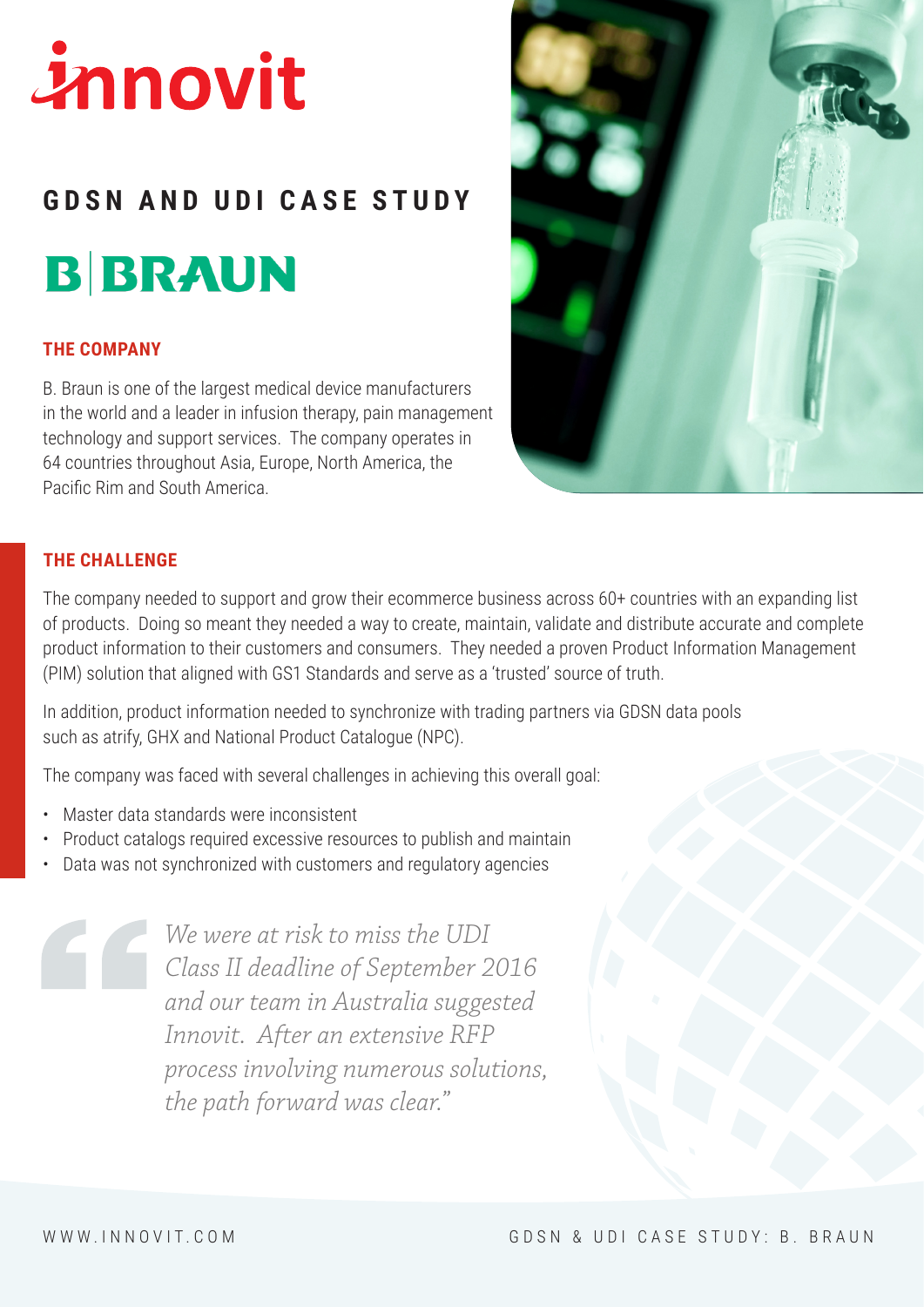innovit

# GDSN AND UDI CASE STUDY

B|BRAUN

## THE COMPANY

B. Braun is one of the largest medical device manufacturers in the world and a leader in infusion therapy, pain management technology and support services. The company operates in 64 countries throughout Asia, Europe, North America, the Pacific Rim and South America.

## THE CHALLENGE

The company needed to support and grow their ecommerce business across 60+ countries with an expanding list of products. Doing so meant they needed a way to create, maintain, validate and distribute accurate and complete product information to their customers and consumers. They needed a proven Product Information Management (PIM) solution that aligned with GS1 Standards and serve as a 'trusted' source of truth.

In addition, product information needed to synchronize with trading partners via GDSN data pools such as atrify, GHX and National Product Catalogue (NPC).

The company was faced with several challenges in achieving this overall goal:

- Master data standards were inconsistent
- Product catalogs required excessive resources to publish and maintain
- Data was not synchronized with customers and regulatory agencies

> *We were at risk to miss the UDI Class II deadline of September 2016 and our team in Australia suggested Innovit. After an extensive RFP process involving numerous solutions, the path forward was clear."*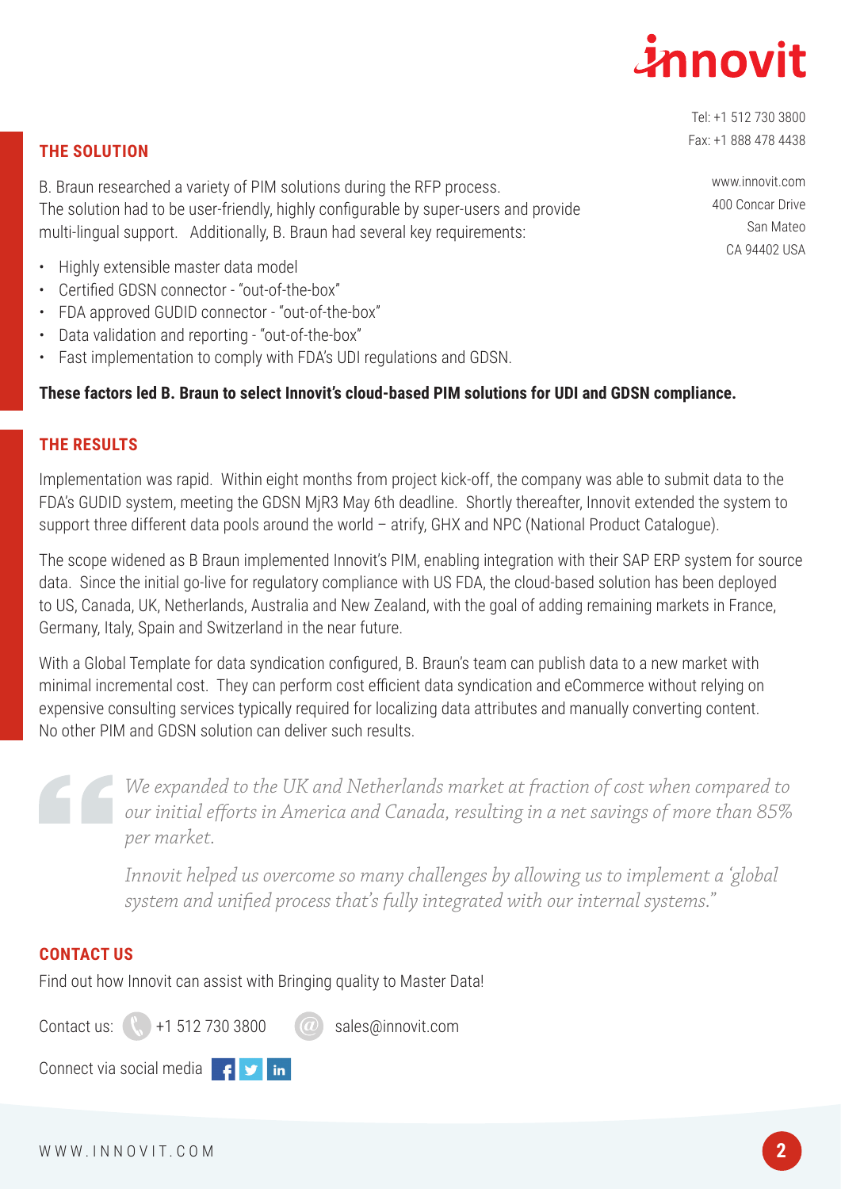Tel: +1 512 730 3800
Fax: +1 888 478 4438

www.innovit.com
400 Concar Drive
San Mateo
CA 94402 USA

## THE SOLUTION

B. Braun researched a variety of PIM solutions during the RFP process. The solution had to be user-friendly, highly configurable by super-users and provide multi-lingual support. Additionally, B. Braun had several key requirements:

- Highly extensible master data model
- Certified GDSN connector - "out-of-the-box"
- FDA approved GUDID connector - "out-of-the-box"
- Data validation and reporting - "out-of-the-box"
- Fast implementation to comply with FDA's UDI regulations and GDSN.

**These factors led B. Braun to select Innovit's cloud-based PIM solutions for UDI and GDSN compliance.**

## THE RESULTS

Implementation was rapid. Within eight months from project kick-off, the company was able to submit data to the FDA's GUDID system, meeting the GDSN MjR3 May 6th deadline. Shortly thereafter, Innovit extended the system to support three different data pools around the world – atrify, GHX and NPC (National Product Catalogue).

The scope widened as B Braun implemented Innovit's PIM, enabling integration with their SAP ERP system for source data. Since the initial go-live for regulatory compliance with US FDA, the cloud-based solution has been deployed to US, Canada, UK, Netherlands, Australia and New Zealand, with the goal of adding remaining markets in France, Germany, Italy, Spain and Switzerland in the near future.

With a Global Template for data syndication configured, B. Braun's team can publish data to a new market with minimal incremental cost. They can perform cost efficient data syndication and eCommerce without relying on expensive consulting services typically required for localizing data attributes and manually converting content. No other PIM and GDSN solution can deliver such results.

> *We expanded to the UK and Netherlands market at fraction of cost when compared to our initial efforts in America and Canada, resulting in a net savings of more than 85% per market.*
>
> *Innovit helped us overcome so many challenges by allowing us to implement a 'global system and unified process that's fully integrated with our internal systems."*

## CONTACT US

Find out how Innovit can assist with Bringing quality to Master Data!

Contact us: +1 512 730 3800 sales@innovit.com

Connect via social media